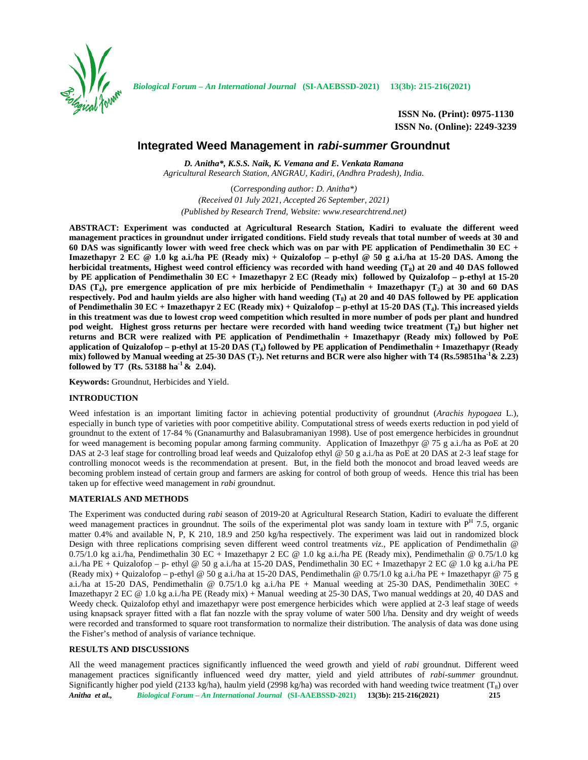**ISSN No. (Print): 0975-1130**
**ISSN No. (Online): 2249-3239**

# Integrated Weed Management in *rabi-summer* Groundnut

***D. Anitha\*, K.S.S. Naik, K. Vemana and E. Venkata Ramana***
*Agricultural Research Station, ANGRAU, Kadiri, (Andhra Pradesh), India.*

(*Corresponding author: D. Anitha\**)
*(Received 01 July 2021, Accepted 26 September, 2021)*
*(Published by Research Trend, Website: www.researchtrend.net)*

**ABSTRACT: Experiment was conducted at Agricultural Research Station, Kadiri to evaluate the different weed management practices in groundnut under irrigated conditions. Field study reveals that total number of weeds at 30 and 60 DAS was significantly lower with weed free check which was on par with PE application of Pendimethalin 30 EC + Imazethapyr 2 EC @ 1.0 kg a.i./ha PE (Ready mix) + Quizalofop – p-ethyl @ 50 g a.i./ha at 15-20 DAS. Among the herbicidal treatments, Highest weed control efficiency was recorded with hand weeding ($T_8$) at 20 and 40 DAS followed by PE application of Pendimethalin 30 EC + Imazethapyr 2 EC (Ready mix) followed by Quizalofop – p-ethyl at 15-20 DAS ($T_4$), pre emergence application of pre mix herbicide of Pendimethalin + Imazethapyr ($T_2$) at 30 and 60 DAS respectively. Pod and haulm yields are also higher with hand weeding ($T_8$) at 20 and 40 DAS followed by PE application of Pendimethalin 30 EC + Imazethapyr 2 EC (Ready mix) + Quizalofop – p-ethyl at 15-20 DAS ($T_4$). This increased yields in this treatment was due to lowest crop weed competition which resulted in more number of pods per plant and hundred pod weight. Highest gross returns per hectare were recorded with hand weeding twice treatment ($T_8$) but higher net returns and BCR were realized with PE application of Pendimethalin + Imazethapyr (Ready mix) followed by PoE application of Quizalofop – p-ethyl at 15-20 DAS ($T_4$) followed by PE application of Pendimethalin + Imazethapyr (Ready mix) followed by Manual weeding at 25-30 DAS ($T_7$). Net returns and BCR were also higher with T4 (Rs.59851ha$^{-1}$& 2.23) followed by T7 (Rs. 53188 ha$^{-1}$ & 2.04).**

**Keywords:** Groundnut, Herbicides and Yield.

## INTRODUCTION

Weed infestation is an important limiting factor in achieving potential productivity of groundnut (*Arachis hypogaea* L.), especially in bunch type of varieties with poor competitive ability. Computational stress of weeds exerts reduction in pod yield of groundnut to the extent of 17-84 % (Gnanamurthy and Balasubramaniyan 1998). Use of post emergence herbicides in groundnut for weed management is becoming popular among farming community. Application of Imazethpyr @ 75 g a.i./ha as PoE at 20 DAS at 2-3 leaf stage for controlling broad leaf weeds and Quizalofop ethyl @ 50 g a.i./ha as PoE at 20 DAS at 2-3 leaf stage for controlling monocot weeds is the recommendation at present. But, in the field both the monocot and broad leaved weeds are becoming problem instead of certain group and farmers are asking for control of both group of weeds. Hence this trial has been taken up for effective weed management in *rabi* groundnut.

## MATERIALS AND METHODS

The Experiment was conducted during *rabi* season of 2019-20 at Agricultural Research Station, Kadiri to evaluate the different weed management practices in groundnut. The soils of the experimental plot was sandy loam in texture with P$^{H}$ 7.5, organic matter 0.4% and available N, P, K 210, 18.9 and 250 kg/ha respectively. The experiment was laid out in randomized block Design with three replications comprising seven different weed control treatments *viz.,* PE application of Pendimethalin @ 0.75/1.0 kg a.i./ha, Pendimethalin 30 EC + Imazethapyr 2 EC @ 1.0 kg a.i./ha PE (Ready mix), Pendimethalin @ 0.75/1.0 kg a.i./ha PE + Quizalofop – p- ethyl @ 50 g a.i./ha at 15-20 DAS, Pendimethalin 30 EC + Imazethapyr 2 EC @ 1.0 kg a.i./ha PE (Ready mix) + Quizalofop – p-ethyl @ 50 g a.i./ha at 15-20 DAS, Pendimethalin @ 0.75/1.0 kg a.i./ha PE + Imazethapyr @ 75 g a.i./ha at 15-20 DAS, Pendimethalin @ 0.75/1.0 kg a.i./ha PE + Manual weeding at 25-30 DAS, Pendimethalin 30EC + Imazethapyr 2 EC @ 1.0 kg a.i./ha PE (Ready mix) + Manual weeding at 25-30 DAS, Two manual weddings at 20, 40 DAS and Weedy check. Quizalofop ethyl and imazethapyr were post emergence herbicides which were applied at 2-3 leaf stage of weeds using knapsack sprayer fitted with a flat fan nozzle with the spray volume of water 500 l/ha. Density and dry weight of weeds were recorded and transformed to square root transformation to normalize their distribution. The analysis of data was done using the Fisher's method of analysis of variance technique.

## RESULTS AND DISCUSSIONS

All the weed management practices significantly influenced the weed growth and yield of *rabi* groundnut. Different weed management practices significantly influenced weed dry matter, yield and yield attributes of *rabi-summer* groundnut. Significantly higher pod yield (2133 kg/ha), haulm yield (2998 kg/ha) was recorded with hand weeding twice treatment ($T_8$) over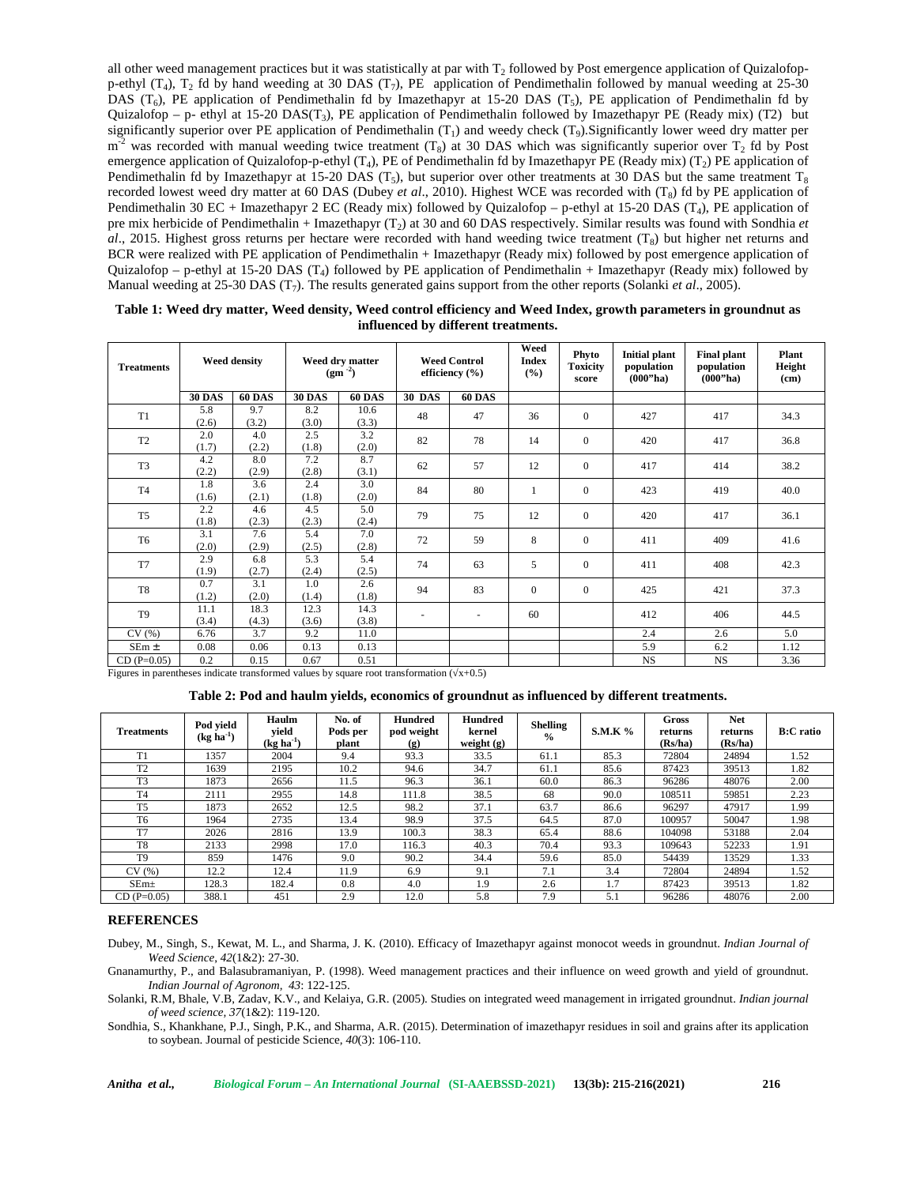all other weed management practices but it was statistically at par with $T_2$ followed by Post emergence application of Quizalofop-p-ethyl ($T_4$), $T_2$ fd by hand weeding at 30 DAS ($T_7$), PE application of Pendimethalin followed by manual weeding at 25-30 DAS ($T_6$), PE application of Pendimethalin fd by Imazethapyr at 15-20 DAS ($T_5$), PE application of Pendimethalin fd by Quizalofop – p- ethyl at 15-20 DAS($T_3$), PE application of Pendimethalin followed by Imazethapyr PE (Ready mix) (T2) but significantly superior over PE application of Pendimethalin ($T_1$) and weedy check ($T_9$).Significantly lower weed dry matter per $m^{-2}$ was recorded with manual weeding twice treatment ($T_8$) at 30 DAS which was significantly superior over $T_2$ fd by Post emergence application of Quizalofop-p-ethyl ($T_4$), PE of Pendimethalin fd by Imazethapyr PE (Ready mix) ($T_2$) PE application of Pendimethalin fd by Imazethapyr at 15-20 DAS ($T_5$), but superior over other treatments at 30 DAS but the same treatment $T_8$ recorded lowest weed dry matter at 60 DAS (Dubey *et al*., 2010). Highest WCE was recorded with ($T_8$) fd by PE application of Pendimethalin 30 EC + Imazethapyr 2 EC (Ready mix) followed by Quizalofop – p-ethyl at 15-20 DAS ($T_4$), PE application of pre mix herbicide of Pendimethalin + Imazethapyr ($T_2$) at 30 and 60 DAS respectively. Similar results was found with Sondhia *et al*., 2015. Highest gross returns per hectare were recorded with hand weeding twice treatment ($T_8$) but higher net returns and BCR were realized with PE application of Pendimethalin + Imazethapyr (Ready mix) followed by post emergence application of Quizalofop – p-ethyl at 15-20 DAS ($T_4$) followed by PE application of Pendimethalin + Imazethapyr (Ready mix) followed by Manual weeding at 25-30 DAS ($T_7$). The results generated gains support from the other reports (Solanki *et al*., 2005).

**Table 1: Weed dry matter, Weed density, Weed control efficiency and Weed Index, growth parameters in groundnut as influenced by different treatments.**

| Treatments | Weed density | | Weed dry matter ($gm^{-2}$) | | Weed Control efficiency (%) | | Weed Index (%) | Phyto Toxicity score | Initial plant population (000"ha) | Final plant population (000"ha) | Plant Height (cm) |
|---|---|---|---|---|---|---|---|---|---|---|---|
| | 30 DAS | 60 DAS | 30 DAS | 60 DAS | 30 DAS | 60 DAS | | | | | |
| T1 | 5.8 (2.6) | 9.7 (3.2) | 8.2 (3.0) | 10.6 (3.3) | 48 | 47 | 36 | 0 | 427 | 417 | 34.3 |
| T2 | 2.0 (1.7) | 4.0 (2.2) | 2.5 (1.8) | 3.2 (2.0) | 82 | 78 | 14 | 0 | 420 | 417 | 36.8 |
| T3 | 4.2 (2.2) | 8.0 (2.9) | 7.2 (2.8) | 8.7 (3.1) | 62 | 57 | 12 | 0 | 417 | 414 | 38.2 |
| T4 | 1.8 (1.6) | 3.6 (2.1) | 2.4 (1.8) | 3.0 (2.0) | 84 | 80 | 1 | 0 | 423 | 419 | 40.0 |
| T5 | 2.2 (1.8) | 4.6 (2.3) | 4.5 (2.3) | 5.0 (2.4) | 79 | 75 | 12 | 0 | 420 | 417 | 36.1 |
| T6 | 3.1 (2.0) | 7.6 (2.9) | 5.4 (2.5) | 7.0 (2.8) | 72 | 59 | 8 | 0 | 411 | 409 | 41.6 |
| T7 | 2.9 (1.9) | 6.8 (2.7) | 5.3 (2.4) | 5.4 (2.5) | 74 | 63 | 5 | 0 | 411 | 408 | 42.3 |
| T8 | 0.7 (1.2) | 3.1 (2.0) | 1.0 (1.4) | 2.6 (1.8) | 94 | 83 | 0 | 0 | 425 | 421 | 37.3 |
| T9 | 11.1 (3.4) | 18.3 (4.3) | 12.3 (3.6) | 14.3 (3.8) | - | - | 60 | | 412 | 406 | 44.5 |
| CV (%) | 6.76 | 3.7 | 9.2 | 11.0 | | | | | 2.4 | 2.6 | 5.0 |
| SEm ± | 0.08 | 0.06 | 0.13 | 0.13 | | | | | 5.9 | 6.2 | 1.12 |
| CD (P=0.05) | 0.2 | 0.15 | 0.67 | 0.51 | | | | | NS | NS | 3.36 |

Figures in parentheses indicate transformed values by square root transformation ($\sqrt{x+0.5}$)

**Table 2: Pod and haulm yields, economics of groundnut as influenced by different treatments.**

| Treatments | Pod yield ($kg\ ha^{-1}$) | Haulm yield ($kg\ ha^{-1}$) | No. of Pods per plant | Hundred pod weight (g) | Hundred kernel weight (g) | Shelling % | S.M.K % | Gross returns (Rs/ha) | Net returns (Rs/ha) | B:C ratio |
|---|---|---|---|---|---|---|---|---|---|---|
| T1 | 1357 | 2004 | 9.4 | 93.3 | 33.5 | 61.1 | 85.3 | 72804 | 24894 | 1.52 |
| T2 | 1639 | 2195 | 10.2 | 94.6 | 34.7 | 61.1 | 85.6 | 87423 | 39513 | 1.82 |
| T3 | 1873 | 2656 | 11.5 | 96.3 | 36.1 | 60.0 | 86.3 | 96286 | 48076 | 2.00 |
| T4 | 2111 | 2955 | 14.8 | 111.8 | 38.5 | 68 | 90.0 | 108511 | 59851 | 2.23 |
| T5 | 1873 | 2652 | 12.5 | 98.2 | 37.1 | 63.7 | 86.6 | 96297 | 47917 | 1.99 |
| T6 | 1964 | 2735 | 13.4 | 98.9 | 37.5 | 64.5 | 87.0 | 100957 | 50047 | 1.98 |
| T7 | 2026 | 2816 | 13.9 | 100.3 | 38.3 | 65.4 | 88.6 | 104098 | 53188 | 2.04 |
| T8 | 2133 | 2998 | 17.0 | 116.3 | 40.3 | 70.4 | 93.3 | 109643 | 52233 | 1.91 |
| T9 | 859 | 1476 | 9.0 | 90.2 | 34.4 | 59.6 | 85.0 | 54439 | 13529 | 1.33 |
| CV (%) | 12.2 | 12.4 | 11.9 | 6.9 | 9.1 | 7.1 | 3.4 | 72804 | 24894 | 1.52 |
| SEm± | 128.3 | 182.4 | 0.8 | 4.0 | 1.9 | 2.6 | 1.7 | 87423 | 39513 | 1.82 |
| CD (P=0.05) | 388.1 | 451 | 2.9 | 12.0 | 5.8 | 7.9 | 5.1 | 96286 | 48076 | 2.00 |

## REFERENCES

Dubey, M., Singh, S., Kewat, M. L., and Sharma, J. K. (2010). Efficacy of Imazethapyr against monocot weeds in groundnut. *Indian Journal of Weed Science*, *42*(1&2): 27-30.

Gnanamurthy, P., and Balasubramaniyan, P. (1998). Weed management practices and their influence on weed growth and yield of groundnut. *Indian Journal of Agronom, 43*: 122-125.

Solanki, R.M, Bhale, V.B, Zadav, K.V., and Kelaiya, G.R. (2005). Studies on integrated weed management in irrigated groundnut. *Indian journal of weed science, 37*(1&2): 119-120.

Sondhia, S., Khankhane, P.J., Singh, P.K., and Sharma, A.R. (2015). Determination of imazethapyr residues in soil and grains after its application to soybean. Journal of pesticide Science, *40*(3): 106-110.